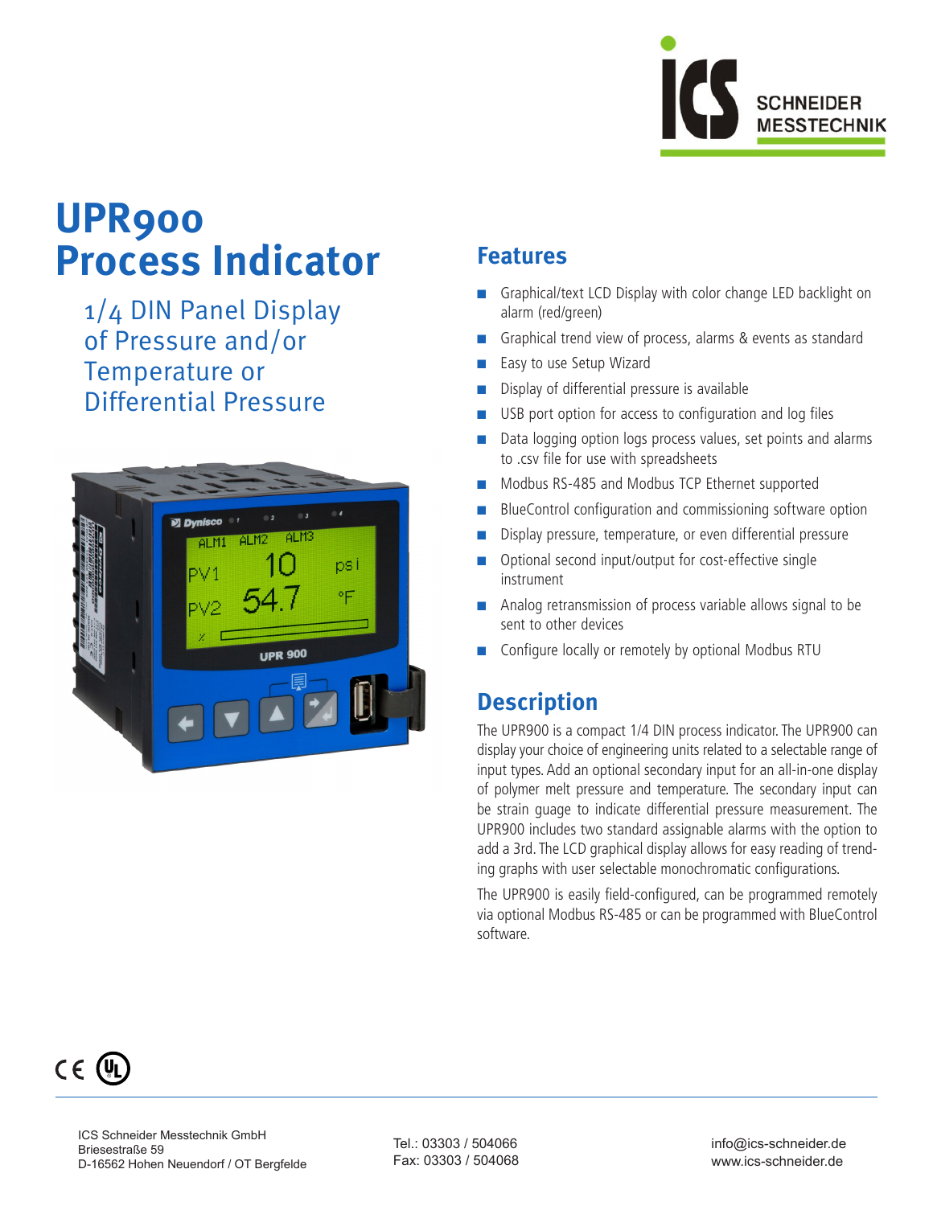# UPR900 Process Indicator

## 1/4 DIN Panel Display of Pressure and/or Temperature or Differential Pressure

## Features

- Graphical/text LCD Display with color change LED backlight on alarm (red/green)
- Graphical trend view of process, alarms & events as standard
- Easy to use Setup Wizard
- Display of differential pressure is available
- USB port option for access to configuration and log files
- Data logging option logs process values, set points and alarms to .csv file for use with spreadsheets
- Modbus RS-485 and Modbus TCP Ethernet supported
- BlueControl configuration and commissioning software option
- Display pressure, temperature, or even differential pressure
- Optional second input/output for cost-effective single instrument
- Analog retransmission of process variable allows signal to be sent to other devices
- Configure locally or remotely by optional Modbus RTU

## Description

The UPR900 is a compact 1/4 DIN process indicator. The UPR900 can display your choice of engineering units related to a selectable range of input types. Add an optional secondary input for an all-in-one display of polymer melt pressure and temperature. The secondary input can be strain guage to indicate differential pressure measurement. The UPR900 includes two standard assignable alarms with the option to add a 3rd. The LCD graphical display allows for easy reading of trending graphs with user selectable monochromatic configurations.

The UPR900 is easily field-configured, can be programmed remotely via optional Modbus RS-485 or can be programmed with BlueControl software.

ICS Schneider Messtechnik GmbH
Briesestraße 59
D-16562 Hohen Neuendorf / OT Bergfelde

Tel.: 03303 / 504066
Fax: 03303 / 504068

info@ics-schneider.de
www.ics-schneider.de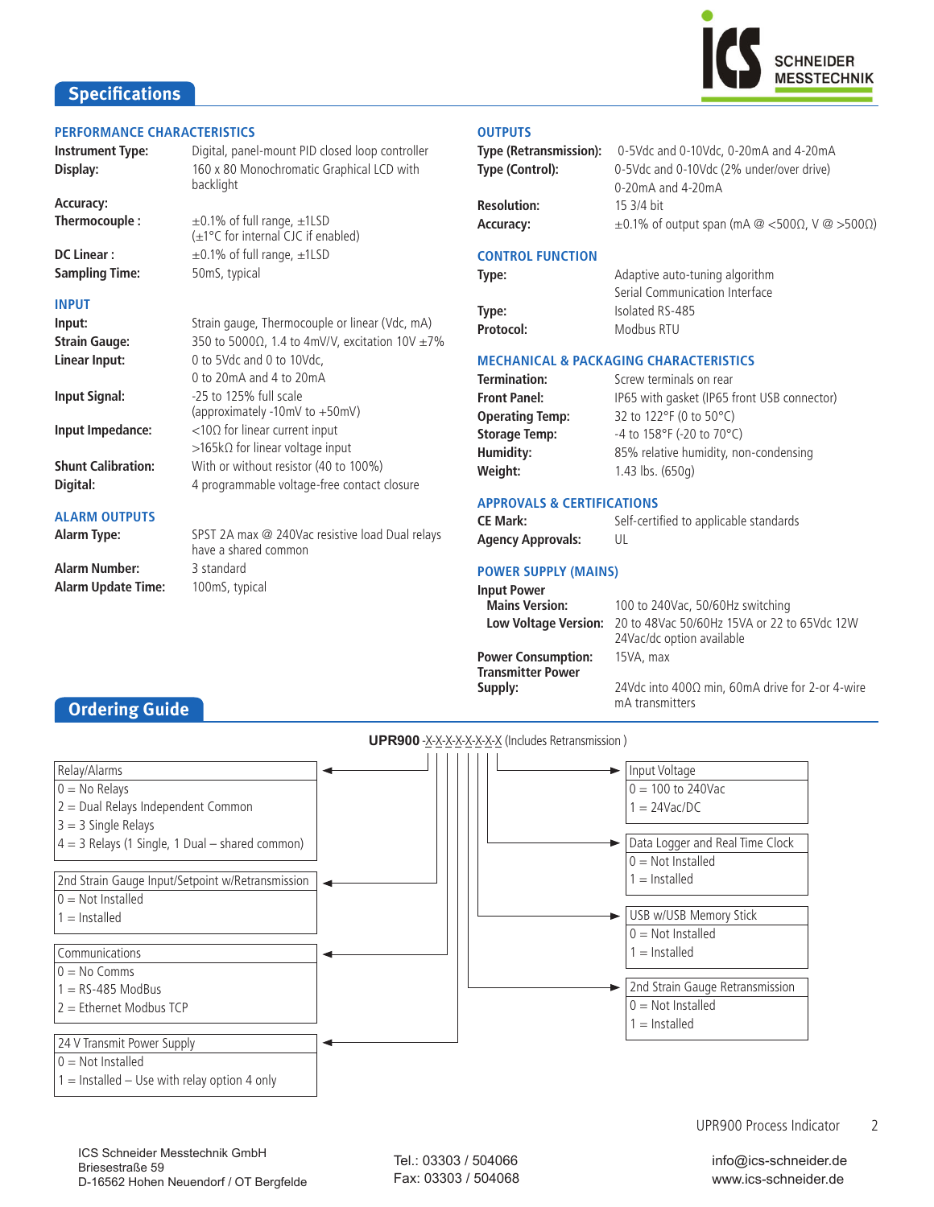## Specifications

### PERFORMANCE CHARACTERISTICS

| | |
|---|---|
| **Instrument Type:** | Digital, panel-mount PID closed loop controller |
| **Display:** | 160 x 80 Monochromatic Graphical LCD with backlight |
| **Accuracy:** | |
| **Thermocouple :** | ±0.1% of full range, ±1LSD (±1°C for internal CJC if enabled) |
| **DC Linear :** | ±0.1% of full range, ±1LSD |
| **Sampling Time:** | 50mS, typical |

### INPUT

| | |
|---|---|
| **Input:** | Strain gauge, Thermocouple or linear (Vdc, mA) |
| **Strain Gauge:** | 350 to 5000Ω, 1.4 to 4mV/V, excitation 10V ±7% |
| **Linear Input:** | 0 to 5Vdc and 0 to 10Vdc, 0 to 20mA and 4 to 20mA |
| **Input Signal:** | -25 to 125% full scale (approximately -10mV to +50mV) |
| **Input Impedance:** | <10Ω for linear current input >165kΩ for linear voltage input |
| **Shunt Calibration:** | With or without resistor (40 to 100%) |
| **Digital:** | 4 programmable voltage-free contact closure |

### ALARM OUTPUTS

| | |
|---|---|
| **Alarm Type:** | SPST 2A max @ 240Vac resistive load Dual relays have a shared common |
| **Alarm Number:** | 3 standard |
| **Alarm Update Time:** | 100mS, typical |

### OUTPUTS

| | |
|---|---|
| **Type (Retransmission):** | 0-5Vdc and 0-10Vdc, 0-20mA and 4-20mA |
| **Type (Control):** | 0-5Vdc and 0-10Vdc (2% under/over drive) 0-20mA and 4-20mA |
| **Resolution:** | 15 3/4 bit |
| **Accuracy:** | ±0.1% of output span (mA @ <500Ω, V @ >500Ω) |

### CONTROL FUNCTION

| | |
|---|---|
| **Type:** | Adaptive auto-tuning algorithm |
| | Serial Communication Interface |
| **Type:** | Isolated RS-485 |
| **Protocol:** | Modbus RTU |

### MECHANICAL & PACKAGING CHARACTERISTICS

| | |
|---|---|
| **Termination:** | Screw terminals on rear |
| **Front Panel:** | IP65 with gasket (IP65 front USB connector) |
| **Operating Temp:** | 32 to 122°F (0 to 50°C) |
| **Storage Temp:** | -4 to 158°F (-20 to 70°C) |
| **Humidity:** | 85% relative humidity, non-condensing |
| **Weight:** | 1.43 lbs. (650g) |

### APPROVALS & CERTIFICATIONS

| | |
|---|---|
| **CE Mark:** | Self-certified to applicable standards |
| **Agency Approvals:** | UL |

### POWER SUPPLY (MAINS)

| | |
|---|---|
| **Input Power** | |
| **Mains Version:** | 100 to 240Vac, 50/60Hz switching |
| **Low Voltage Version:** | 20 to 48Vac 50/60Hz 15VA or 22 to 65Vdc 12W 24Vac/dc option available |
| **Power Consumption:** | 15VA, max |
| **Transmitter Power Supply:** | 24Vdc into 400Ω min, 60mA drive for 2-or 4-wire mA transmitters |

## Ordering Guide

**UPR900** -X-X-X-X-X-X-X-X (Includes Retransmission )

**Relay/Alarms**
- 0 = No Relays
- 2 = Dual Relays Independent Common
- 3 = 3 Single Relays
- 4 = 3 Relays (1 Single, 1 Dual – shared common)

**2nd Strain Gauge Input/Setpoint w/Retransmission**
- 0 = Not Installed
- 1 = Installed

**Communications**
- 0 = No Comms
- 1 = RS-485 ModBus
- 2 = Ethernet Modbus TCP

**24 V Transmit Power Supply**
- 0 = Not Installed
- 1 = Installed – Use with relay option 4 only

**2nd Strain Gauge Retransmission**
- 0 = Not Installed
- 1 = Installed

**USB w/USB Memory Stick**
- 0 = Not Installed
- 1 = Installed

**Data Logger and Real Time Clock**
- 0 = Not Installed
- 1 = Installed

**Input Voltage**
- 0 = 100 to 240Vac
- 1 = 24Vac/DC

UPR900 Process Indicator

ICS Schneider Messtechnik GmbH
Briesestraße 59
D-16562 Hohen Neuendorf / OT Bergfelde

Tel.: 03303 / 504066
Fax: 03303 / 504068

info@ics-schneider.de
www.ics-schneider.de